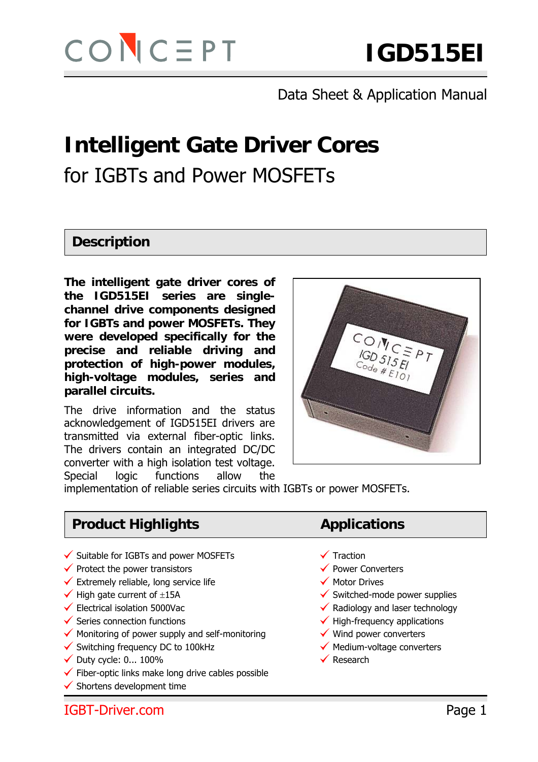# IGD515EI

Data Sheet & Application Manual

# Intelligent Gate Driver Cores

for IGBTs and Power MOSFETs

## Description

**The intelligent gate driver cores of the IGD515EI series are single-channel drive components designed for IGBTs and power MOSFETs. They were developed specifically for the precise and reliable driving and protection of high-power modules, high-voltage modules, series and parallel circuits.**

The drive information and the status acknowledgement of IGD515EI drivers are transmitted via external fiber-optic links. The drivers contain an integrated DC/DC converter with a high isolation test voltage. Special logic functions allow the implementation of reliable series circuits with IGBTs or power MOSFETs.

## Product Highlights

- ✓ Suitable for IGBTs and power MOSFETs
- ✓ Protect the power transistors
- ✓ Extremely reliable, long service life
- ✓ High gate current of ±15A
- ✓ Electrical isolation 5000Vac
- ✓ Series connection functions
- ✓ Monitoring of power supply and self-monitoring
- ✓ Switching frequency DC to 100kHz
- ✓ Duty cycle: 0... 100%
- ✓ Fiber-optic links make long drive cables possible
- ✓ Shortens development time

## Applications

- ✓ Traction
- ✓ Power Converters
- ✓ Motor Drives
- ✓ Switched-mode power supplies
- ✓ Radiology and laser technology
- ✓ High-frequency applications
- ✓ Wind power converters
- ✓ Medium-voltage converters
- ✓ Research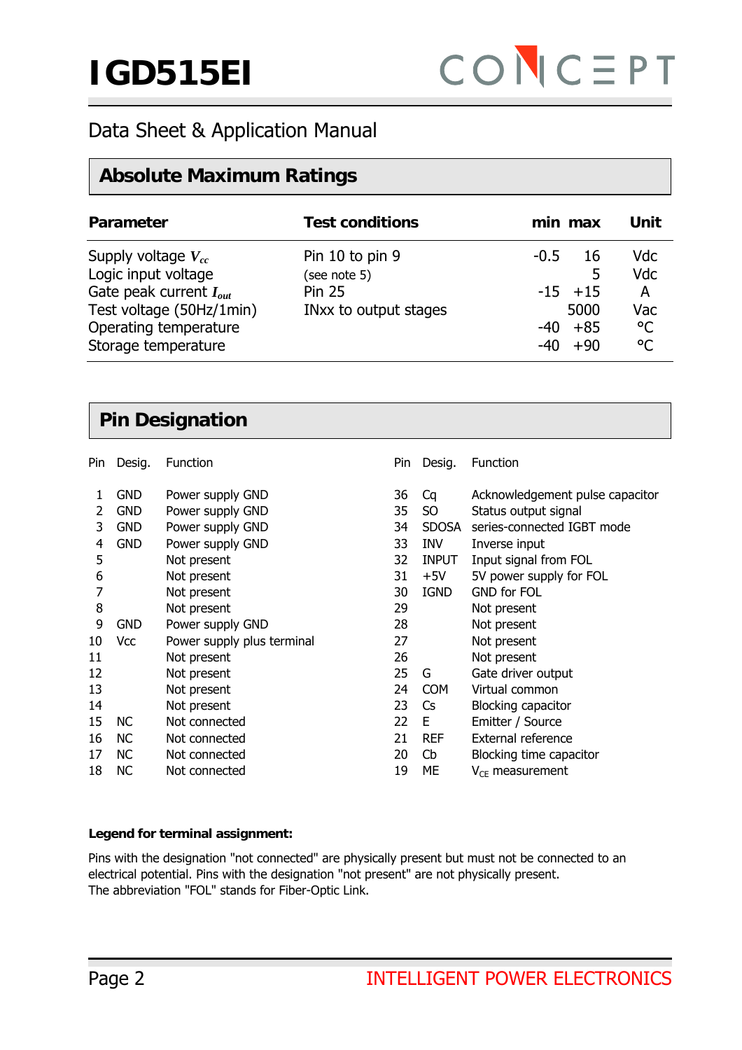## Absolute Maximum Ratings

| Parameter | Test conditions | min | max | Unit |
|---|---|---|---|---|
| Supply voltage $V_{cc}$ | Pin 10 to pin 9 | -0.5 | 16 | Vdc |
| Logic input voltage | (see note 5) | | 5 | Vdc |
| Gate peak current $I_{out}$ | Pin 25 | -15 | +15 | A |
| Test voltage (50Hz/1min) | INxx to output stages | | 5000 | Vac |
| Operating temperature | | -40 | +85 | °C |
| Storage temperature | | -40 | +90 | °C |

## Pin Designation

| Pin | Desig. | Function |
|---|---|---|
| 1 | GND | Power supply GND |
| 2 | GND | Power supply GND |
| 3 | GND | Power supply GND |
| 4 | GND | Power supply GND |
| 5 | | Not present |
| 6 | | Not present |
| 7 | | Not present |
| 8 | | Not present |
| 9 | GND | Power supply GND |
| 10 | Vcc | Power supply plus terminal |
| 11 | | Not present |
| 12 | | Not present |
| 13 | | Not present |
| 14 | | Not present |
| 15 | NC | Not connected |
| 16 | NC | Not connected |
| 17 | NC | Not connected |
| 18 | NC | Not connected |

| Pin | Desig. | Function |
|---|---|---|
| 36 | Cq | Acknowledgement pulse capacitor |
| 35 | SO | Status output signal |
| 34 | SDOSA | series-connected IGBT mode |
| 33 | INV | Inverse input |
| 32 | INPUT | Input signal from FOL |
| 31 | +5V | 5V power supply for FOL |
| 30 | IGND | GND for FOL |
| 29 | | Not present |
| 28 | | Not present |
| 27 | | Not present |
| 26 | | Not present |
| 25 | G | Gate driver output |
| 24 | COM | Virtual common |
| 23 | Cs | Blocking capacitor |
| 22 | E | Emitter / Source |
| 21 | REF | External reference |
| 20 | Cb | Blocking time capacitor |
| 19 | ME | $V_{CE}$ measurement |

**Legend for terminal assignment:**

Pins with the designation "not connected" are physically present but must not be connected to an electrical potential. Pins with the designation "not present" are not physically present.
The abbreviation "FOL" stands for Fiber-Optic Link.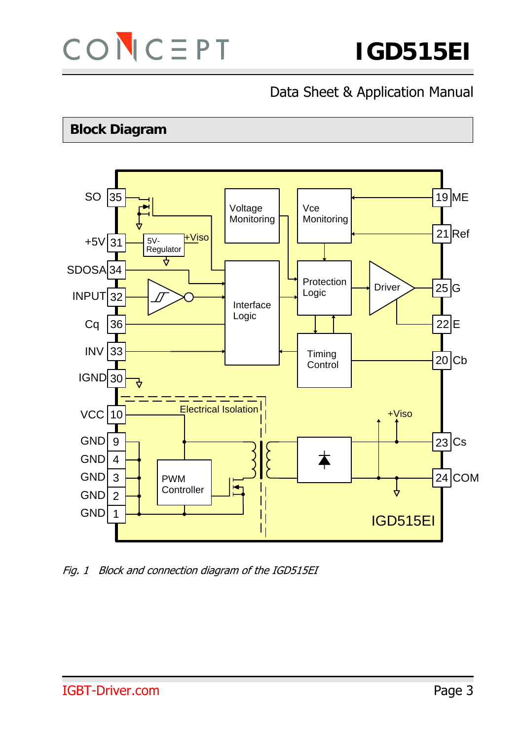## Block Diagram

*Fig. 1 Block and connection diagram of the IGD515EI*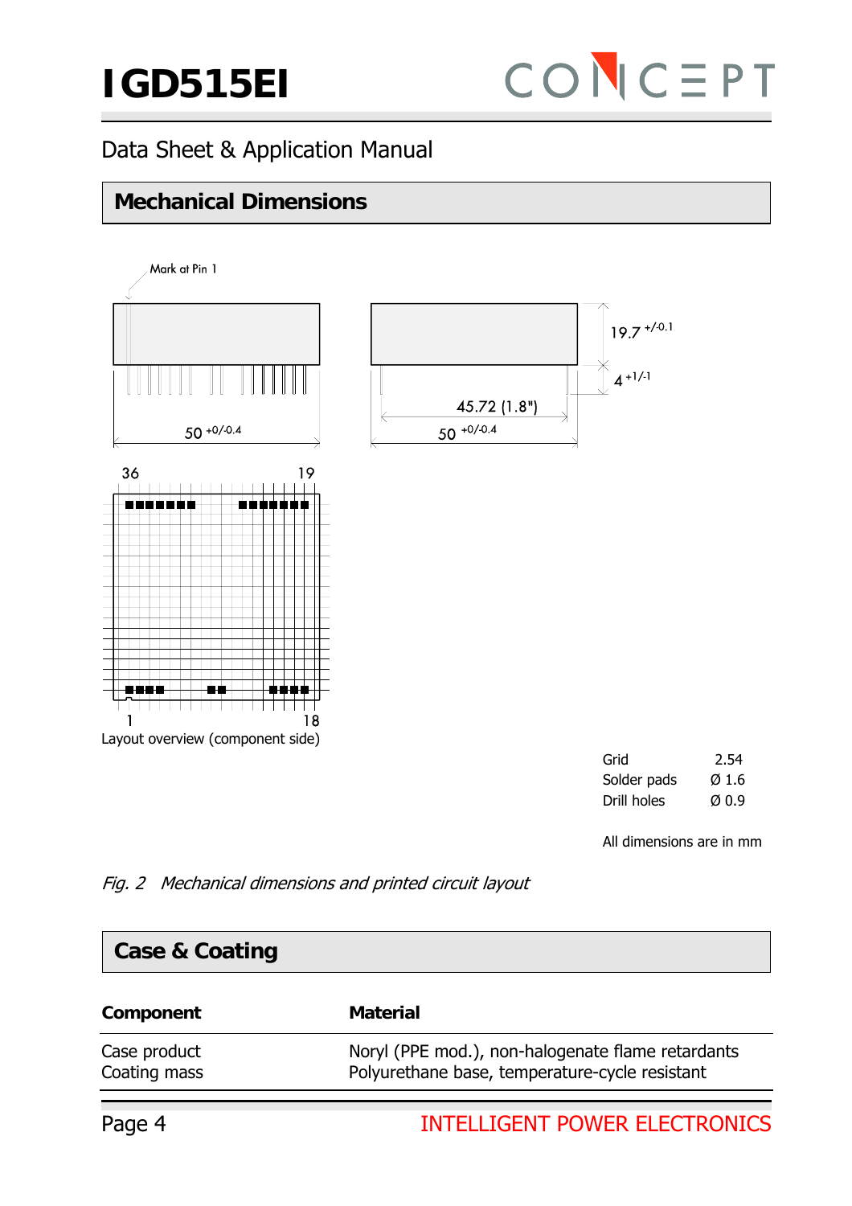## Mechanical Dimensions

Mark at Pin 1

50 $^{+0/-0.4}$

45.72 (1.8")

50 $^{+0/-0.4}$

19.7 $^{+/-0.1}$

4 $^{+1/-1}$

36 19

1 18

Layout overview (component side)

| | |
|---|---|
| Grid | 2.54 |
| Solder pads | Ø 1.6 |
| Drill holes | Ø 0.9 |

All dimensions are in mm

*Fig. 2 Mechanical dimensions and printed circuit layout*

## Case & Coating

| Component | Material |
|---|---|
| Case product | Noryl (PPE mod.), non-halogenate flame retardants |
| Coating mass | Polyurethane base, temperature-cycle resistant |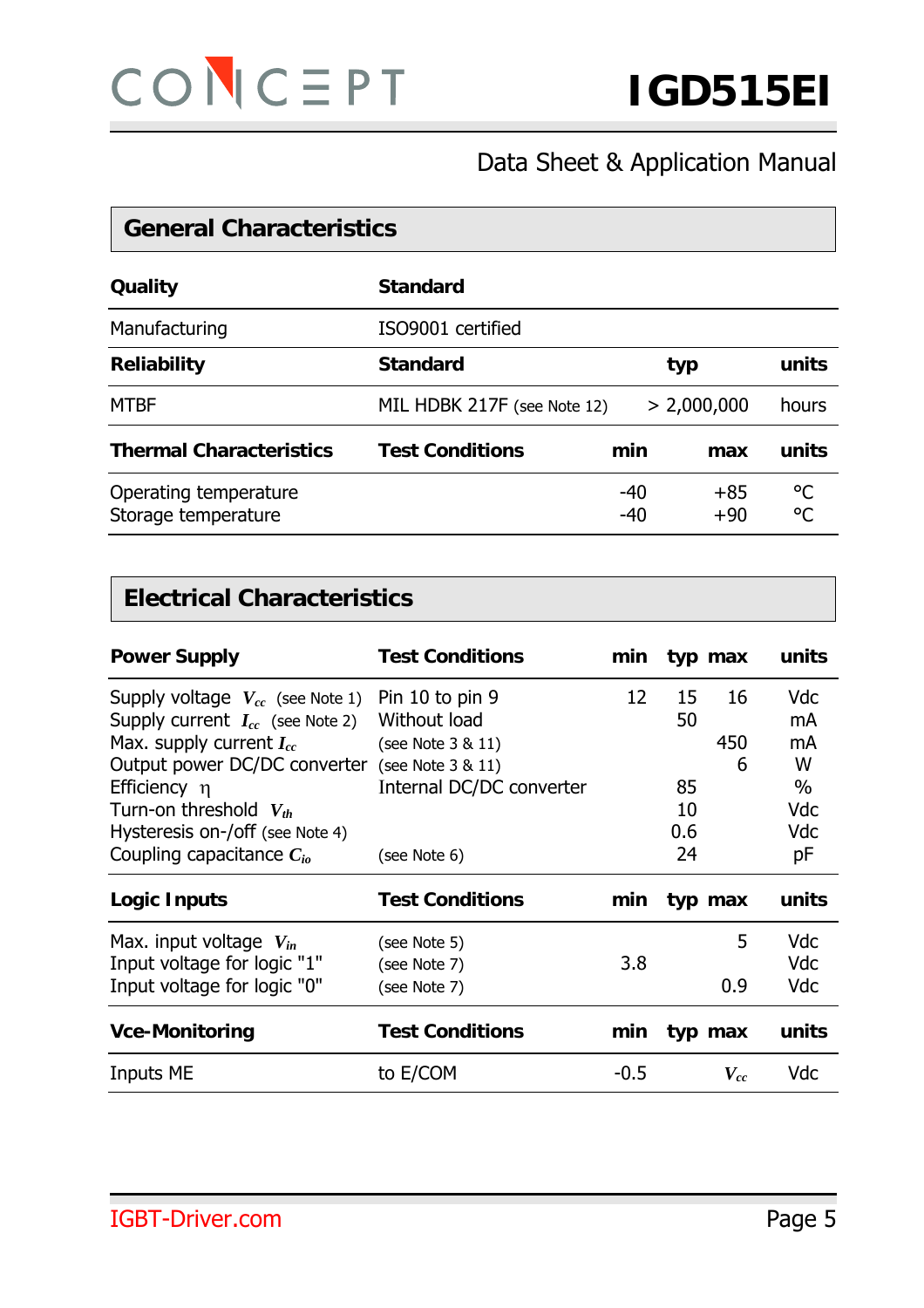## General Characteristics

| Quality | Standard | | |
|---|---|---|---|
| Manufacturing | ISO9001 certified | | |

| Reliability | Standard | typ | units |
|---|---|---|---|
| MTBF | MIL HDBK 217F (see Note 12) | > 2,000,000 | hours |

| Thermal Characteristics | Test Conditions | min | max | units |
|---|---|---|---|---|
| Operating temperature | | -40 | +85 | °C |
| Storage temperature | | -40 | +90 | °C |

## Electrical Characteristics

| Power Supply | Test Conditions | min | typ | max | units |
|---|---|---|---|---|---|
| Supply voltage $V_{cc}$ (see Note 1) | Pin 10 to pin 9 | 12 | 15 | 16 | Vdc |
| Supply current $I_{cc}$ (see Note 2) | Without load | | 50 | | mA |
| Max. supply current $I_{cc}$ | (see Note 3 & 11) | | | 450 | mA |
| Output power DC/DC converter | (see Note 3 & 11) | | | 6 | W |
| Efficiency $\eta$ | Internal DC/DC converter | | 85 | | % |
| Turn-on threshold $V_{th}$ | | | 10 | | Vdc |
| Hysteresis on-/off (see Note 4) | | | 0.6 | | Vdc |
| Coupling capacitance $C_{io}$ | (see Note 6) | | 24 | | pF |

| Logic Inputs | Test Conditions | min | typ | max | units |
|---|---|---|---|---|---|
| Max. input voltage $V_{in}$ | (see Note 5) | | | 5 | Vdc |
| Input voltage for logic "1" | (see Note 7) | 3.8 | | | Vdc |
| Input voltage for logic "0" | (see Note 7) | | | 0.9 | Vdc |

| Vce-Monitoring | Test Conditions | min | typ | max | units |
|---|---|---|---|---|---|
| Inputs ME | to E/COM | -0.5 | | $V_{cc}$ | Vdc |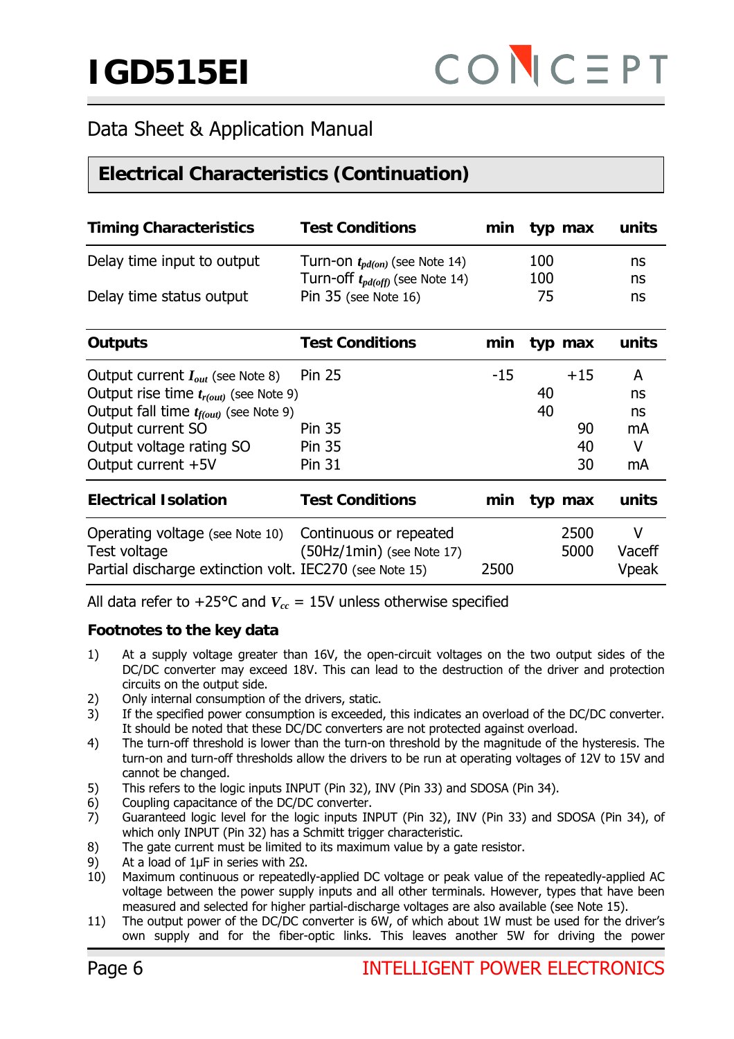## Electrical Characteristics (Continuation)

| Timing Characteristics | Test Conditions | min | typ | max | units |
|---|---|---|---|---|---|
| Delay time input to output | Turn-on $t_{pd(on)}$ (see Note 14) | | 100 | | ns |
| | Turn-off $t_{pd(off)}$ (see Note 14) | | 100 | | ns |
| Delay time status output | Pin 35 (see Note 16) | | 75 | | ns |

| Outputs | Test Conditions | min | typ | max | units |
|---|---|---|---|---|---|
| Output current $I_{out}$ (see Note 8) | Pin 25 | -15 | | +15 | A |
| Output rise time $t_{r(out)}$ (see Note 9) | | | 40 | | ns |
| Output fall time $t_{f(out)}$ (see Note 9) | | | 40 | | ns |
| Output current SO | Pin 35 | | | 90 | mA |
| Output voltage rating SO | Pin 35 | | | 40 | V |
| Output current +5V | Pin 31 | | | 30 | mA |

| Electrical Isolation | Test Conditions | min | typ | max | units |
|---|---|---|---|---|---|
| Operating voltage (see Note 10) | Continuous or repeated | | | 2500 | V |
| Test voltage | (50Hz/1min) (see Note 17) | | | 5000 | Vaceff |
| Partial discharge extinction volt. | IEC270 (see Note 15) | 2500 | | | Vpeak |

All data refer to +25°C and $V_{cc}$ = 15V unless otherwise specified

### Footnotes to the key data

1) At a supply voltage greater than 16V, the open-circuit voltages on the two output sides of the DC/DC converter may exceed 18V. This can lead to the destruction of the driver and protection circuits on the output side.
2) Only internal consumption of the drivers, static.
3) If the specified power consumption is exceeded, this indicates an overload of the DC/DC converter. It should be noted that these DC/DC converters are not protected against overload.
4) The turn-off threshold is lower than the turn-on threshold by the magnitude of the hysteresis. The turn-on and turn-off thresholds allow the drivers to be run at operating voltages of 12V to 15V and cannot be changed.
5) This refers to the logic inputs INPUT (Pin 32), INV (Pin 33) and SDOSA (Pin 34).
6) Coupling capacitance of the DC/DC converter.
7) Guaranteed logic level for the logic inputs INPUT (Pin 32), INV (Pin 33) and SDOSA (Pin 34), of which only INPUT (Pin 32) has a Schmitt trigger characteristic.
8) The gate current must be limited to its maximum value by a gate resistor.
9) At a load of 1µF in series with 2Ω.
10) Maximum continuous or repeatedly-applied DC voltage or peak value of the repeatedly-applied AC voltage between the power supply inputs and all other terminals. However, types that have been measured and selected for higher partial-discharge voltages are also available (see Note 15).
11) The output power of the DC/DC converter is 6W, of which about 1W must be used for the driver's own supply and for the fiber-optic links. This leaves another 5W for driving the power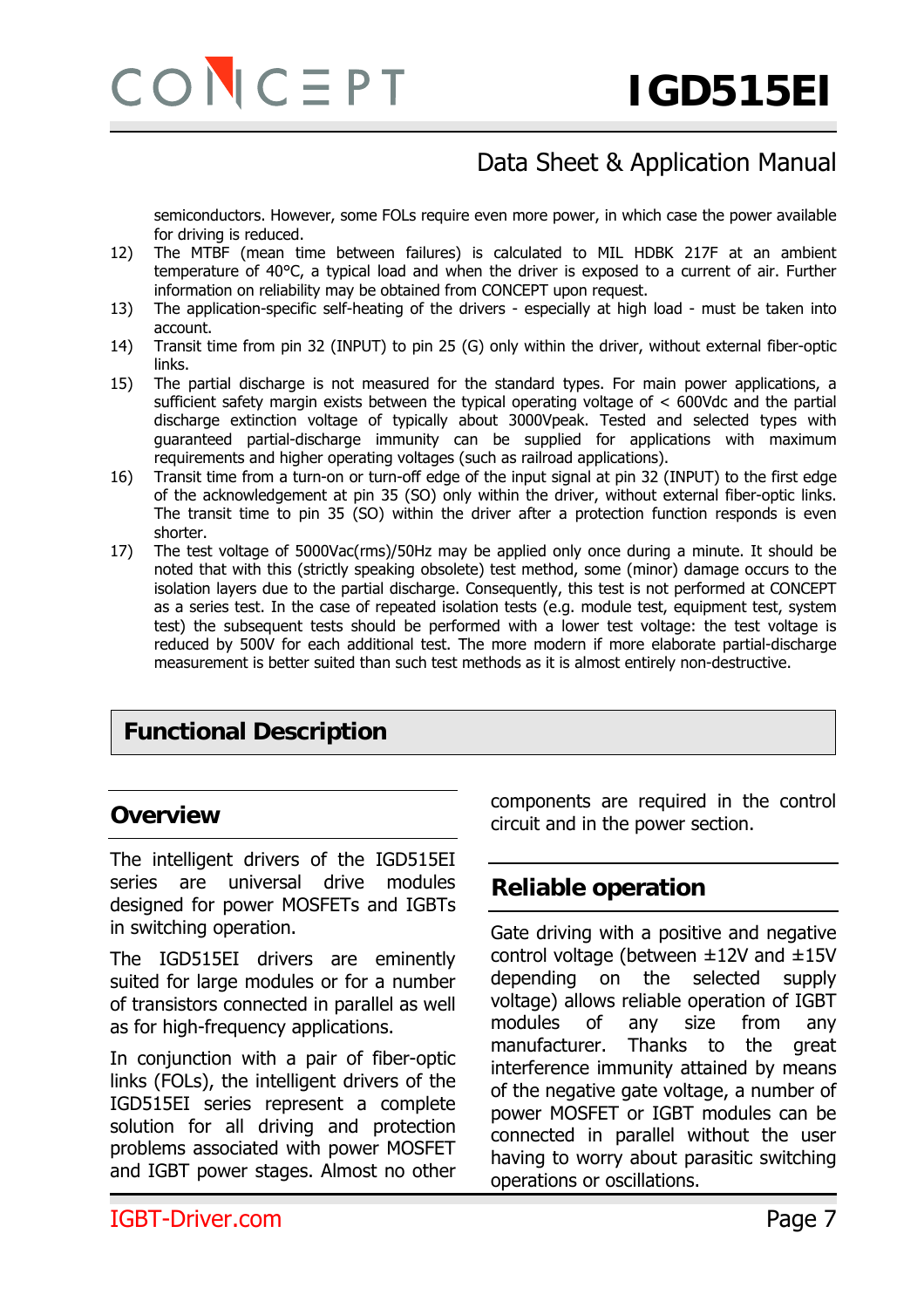semiconductors. However, some FOLs require even more power, in which case the power available for driving is reduced.

12) The MTBF (mean time between failures) is calculated to MIL HDBK 217F at an ambient temperature of 40°C, a typical load and when the driver is exposed to a current of air. Further information on reliability may be obtained from CONCEPT upon request.

13) The application-specific self-heating of the drivers - especially at high load - must be taken into account.

14) Transit time from pin 32 (INPUT) to pin 25 (G) only within the driver, without external fiber-optic links.

15) The partial discharge is not measured for the standard types. For main power applications, a sufficient safety margin exists between the typical operating voltage of < 600Vdc and the partial discharge extinction voltage of typically about 3000Vpeak. Tested and selected types with guaranteed partial-discharge immunity can be supplied for applications with maximum requirements and higher operating voltages (such as railroad applications).

16) Transit time from a turn-on or turn-off edge of the input signal at pin 32 (INPUT) to the first edge of the acknowledgement at pin 35 (SO) only within the driver, without external fiber-optic links. The transit time to pin 35 (SO) within the driver after a protection function responds is even shorter.

17) The test voltage of 5000Vac(rms)/50Hz may be applied only once during a minute. It should be noted that with this (strictly speaking obsolete) test method, some (minor) damage occurs to the isolation layers due to the partial discharge. Consequently, this test is not performed at CONCEPT as a series test. In the case of repeated isolation tests (e.g. module test, equipment test, system test) the subsequent tests should be performed with a lower test voltage: the test voltage is reduced by 500V for each additional test. The more modern if more elaborate partial-discharge measurement is better suited than such test methods as it is almost entirely non-destructive.

# Functional Description

## Overview

The intelligent drivers of the IGD515EI series are universal drive modules designed for power MOSFETs and IGBTs in switching operation.

The IGD515EI drivers are eminently suited for large modules or for a number of transistors connected in parallel as well as for high-frequency applications.

In conjunction with a pair of fiber-optic links (FOLs), the intelligent drivers of the IGD515EI series represent a complete solution for all driving and protection problems associated with power MOSFET and IGBT power stages. Almost no other components are required in the control circuit and in the power section.

## Reliable operation

Gate driving with a positive and negative control voltage (between ±12V and ±15V depending on the selected supply voltage) allows reliable operation of IGBT modules of any size from any manufacturer. Thanks to the great interference immunity attained by means of the negative gate voltage, a number of power MOSFET or IGBT modules can be connected in parallel without the user having to worry about parasitic switching operations or oscillations.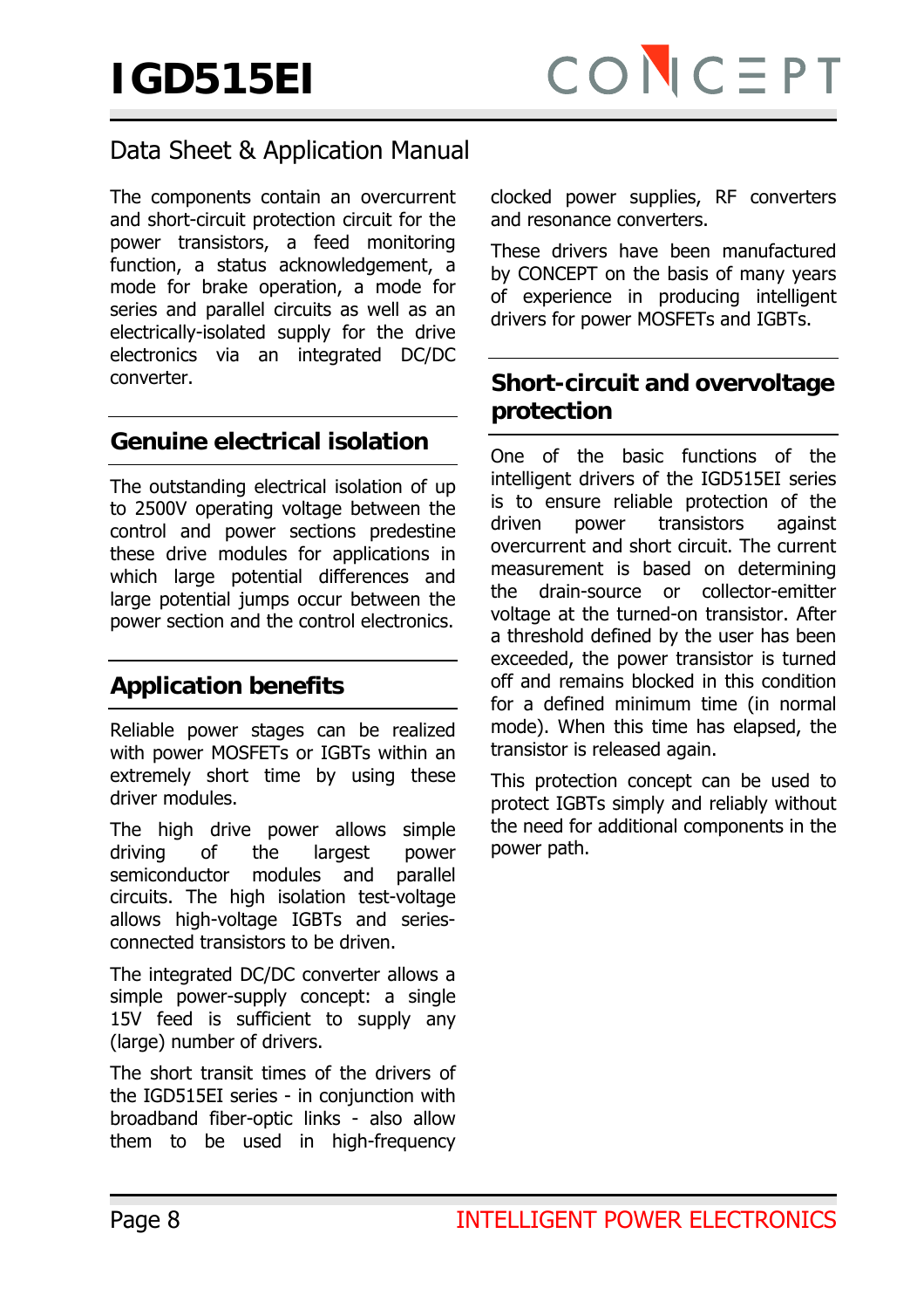The components contain an overcurrent and short-circuit protection circuit for the power transistors, a feed monitoring function, a status acknowledgement, a mode for brake operation, a mode for series and parallel circuits as well as an electrically-isolated supply for the drive electronics via an integrated DC/DC converter.

## Genuine electrical isolation

The outstanding electrical isolation of up to 2500V operating voltage between the control and power sections predestine these drive modules for applications in which large potential differences and large potential jumps occur between the power section and the control electronics.

## Application benefits

Reliable power stages can be realized with power MOSFETs or IGBTs within an extremely short time by using these driver modules.

The high drive power allows simple driving of the largest power semiconductor modules and parallel circuits. The high isolation test-voltage allows high-voltage IGBTs and series-connected transistors to be driven.

The integrated DC/DC converter allows a simple power-supply concept: a single 15V feed is sufficient to supply any (large) number of drivers.

The short transit times of the drivers of the IGD515EI series - in conjunction with broadband fiber-optic links - also allow them to be used in high-frequency clocked power supplies, RF converters and resonance converters.

These drivers have been manufactured by CONCEPT on the basis of many years of experience in producing intelligent drivers for power MOSFETs and IGBTs.

## Short-circuit and overvoltage protection

One of the basic functions of the intelligent drivers of the IGD515EI series is to ensure reliable protection of the driven power transistors against overcurrent and short circuit. The current measurement is based on determining the drain-source or collector-emitter voltage at the turned-on transistor. After a threshold defined by the user has been exceeded, the power transistor is turned off and remains blocked in this condition for a defined minimum time (in normal mode). When this time has elapsed, the transistor is released again.

This protection concept can be used to protect IGBTs simply and reliably without the need for additional components in the power path.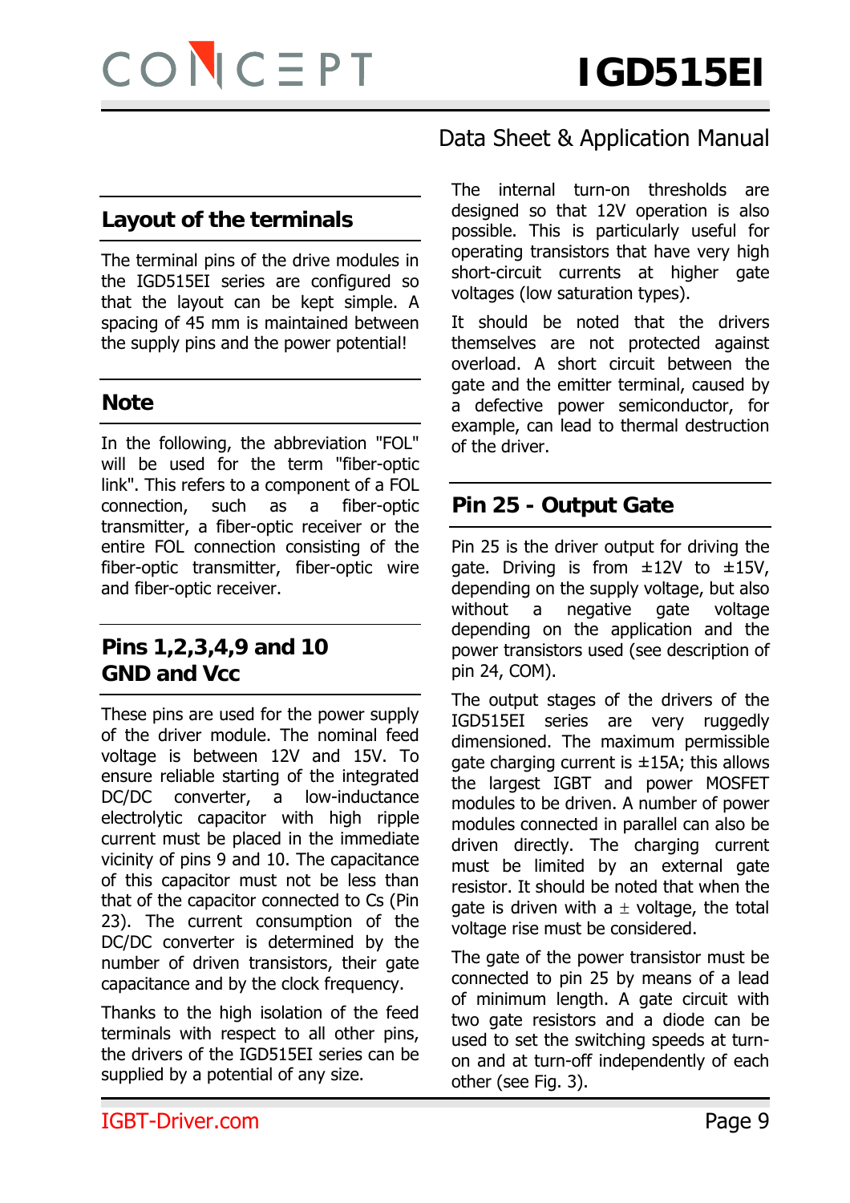## Layout of the terminals

The terminal pins of the drive modules in the IGD515EI series are configured so that the layout can be kept simple. A spacing of 45 mm is maintained between the supply pins and the power potential!

## Note

In the following, the abbreviation "FOL" will be used for the term "fiber-optic link". This refers to a component of a FOL connection, such as a fiber-optic transmitter, a fiber-optic receiver or the entire FOL connection consisting of the fiber-optic transmitter, fiber-optic wire and fiber-optic receiver.

## Pins 1,2,3,4,9 and 10 GND and Vcc

These pins are used for the power supply of the driver module. The nominal feed voltage is between 12V and 15V. To ensure reliable starting of the integrated DC/DC converter, a low-inductance electrolytic capacitor with high ripple current must be placed in the immediate vicinity of pins 9 and 10. The capacitance of this capacitor must not be less than that of the capacitor connected to Cs (Pin 23). The current consumption of the DC/DC converter is determined by the number of driven transistors, their gate capacitance and by the clock frequency.

Thanks to the high isolation of the feed terminals with respect to all other pins, the drivers of the IGD515EI series can be supplied by a potential of any size.

The internal turn-on thresholds are designed so that 12V operation is also possible. This is particularly useful for operating transistors that have very high short-circuit currents at higher gate voltages (low saturation types).

It should be noted that the drivers themselves are not protected against overload. A short circuit between the gate and the emitter terminal, caused by a defective power semiconductor, for example, can lead to thermal destruction of the driver.

## Pin 25 - Output Gate

Pin 25 is the driver output for driving the gate. Driving is from ±12V to ±15V, depending on the supply voltage, but also without a negative gate voltage depending on the application and the power transistors used (see description of pin 24, COM).

The output stages of the drivers of the IGD515EI series are very ruggedly dimensioned. The maximum permissible gate charging current is ±15A; this allows the largest IGBT and power MOSFET modules to be driven. A number of power modules connected in parallel can also be driven directly. The charging current must be limited by an external gate resistor. It should be noted that when the gate is driven with a ± voltage, the total voltage rise must be considered.

The gate of the power transistor must be connected to pin 25 by means of a lead of minimum length. A gate circuit with two gate resistors and a diode can be used to set the switching speeds at turn-on and at turn-off independently of each other (see Fig. 3).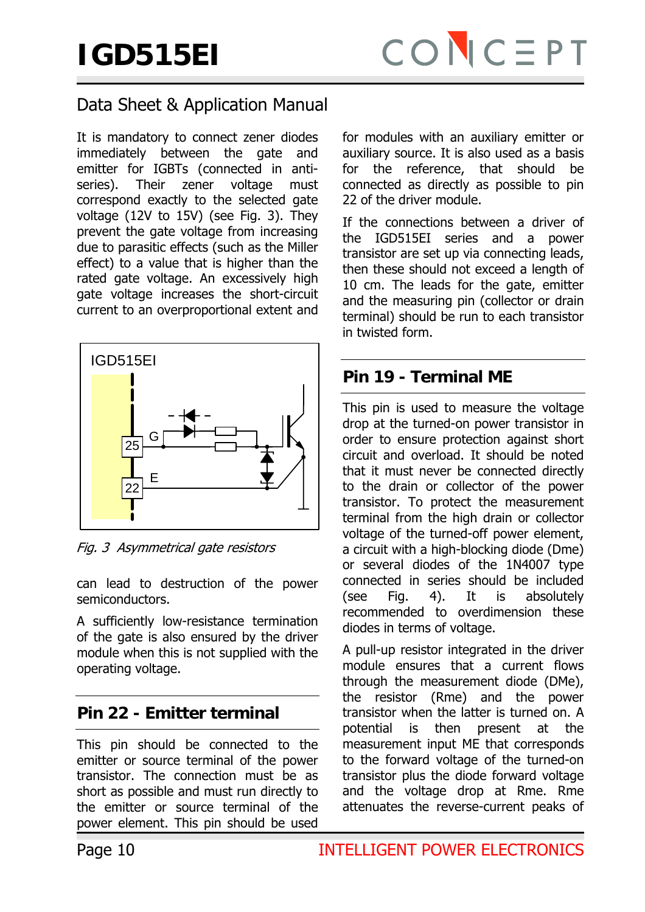It is mandatory to connect zener diodes immediately between the gate and emitter for IGBTs (connected in anti-series). Their zener voltage must correspond exactly to the selected gate voltage (12V to 15V) (see Fig. 3). They prevent the gate voltage from increasing due to parasitic effects (such as the Miller effect) to a value that is higher than the rated gate voltage. An excessively high gate voltage increases the short-circuit current to an overproportional extent and can lead to destruction of the power semiconductors.

*Fig. 3 Asymmetrical gate resistors*

A sufficiently low-resistance termination of the gate is also ensured by the driver module when this is not supplied with the operating voltage.

## Pin 22 - Emitter terminal

This pin should be connected to the emitter or source terminal of the power transistor. The connection must be as short as possible and must run directly to the emitter or source terminal of the power element. This pin should be used for modules with an auxiliary emitter or auxiliary source. It is also used as a basis for the reference, that should be connected as directly as possible to pin 22 of the driver module.

If the connections between a driver of the IGD515EI series and a power transistor are set up via connecting leads, then these should not exceed a length of 10 cm. The leads for the gate, emitter and the measuring pin (collector or drain terminal) should be run to each transistor in twisted form.

## Pin 19 - Terminal ME

This pin is used to measure the voltage drop at the turned-on power transistor in order to ensure protection against short circuit and overload. It should be noted that it must never be connected directly to the drain or collector of the power transistor. To protect the measurement terminal from the high drain or collector voltage of the turned-off power element, a circuit with a high-blocking diode (Dme) or several diodes of the 1N4007 type connected in series should be included (see Fig. 4). It is absolutely recommended to overdimension these diodes in terms of voltage.

A pull-up resistor integrated in the driver module ensures that a current flows through the measurement diode (DMe), the resistor (Rme) and the power transistor when the latter is turned on. A potential is then present at the measurement input ME that corresponds to the forward voltage of the turned-on transistor plus the diode forward voltage and the voltage drop at Rme. Rme attenuates the reverse-current peaks of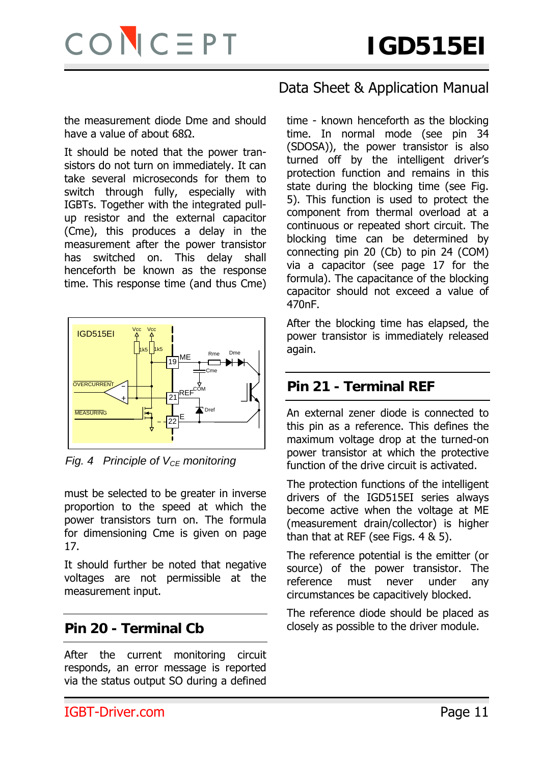the measurement diode Dme and should have a value of about 68Ω.

It should be noted that the power transistors do not turn on immediately. It can take several microseconds for them to switch through fully, especially with IGBTs. Together with the integrated pull-up resistor and the external capacitor (Cme), this produces a delay in the measurement after the power transistor has switched on. This delay shall henceforth be known as the response time. This response time (and thus Cme)

*Fig. 4 Principle of $V_{CE}$ monitoring*

must be selected to be greater in inverse proportion to the speed at which the power transistors turn on. The formula for dimensioning Cme is given on page 17.

It should further be noted that negative voltages are not permissible at the measurement input.

## Pin 20 - Terminal Cb

After the current monitoring circuit responds, an error message is reported via the status output SO during a defined time - known henceforth as the blocking time. In normal mode (see pin 34 (SDOSA)), the power transistor is also turned off by the intelligent driver's protection function and remains in this state during the blocking time (see Fig. 5). This function is used to protect the component from thermal overload at a continuous or repeated short circuit. The blocking time can be determined by connecting pin 20 (Cb) to pin 24 (COM) via a capacitor (see page 17 for the formula). The capacitance of the blocking capacitor should not exceed a value of 470nF.

After the blocking time has elapsed, the power transistor is immediately released again.

## Pin 21 - Terminal REF

An external zener diode is connected to this pin as a reference. This defines the maximum voltage drop at the turned-on power transistor at which the protective function of the drive circuit is activated.

The protection functions of the intelligent drivers of the IGD515EI series always become active when the voltage at ME (measurement drain/collector) is higher than that at REF (see Figs. 4 & 5).

The reference potential is the emitter (or source) of the power transistor. The reference must never under any circumstances be capacitively blocked.

The reference diode should be placed as closely as possible to the driver module.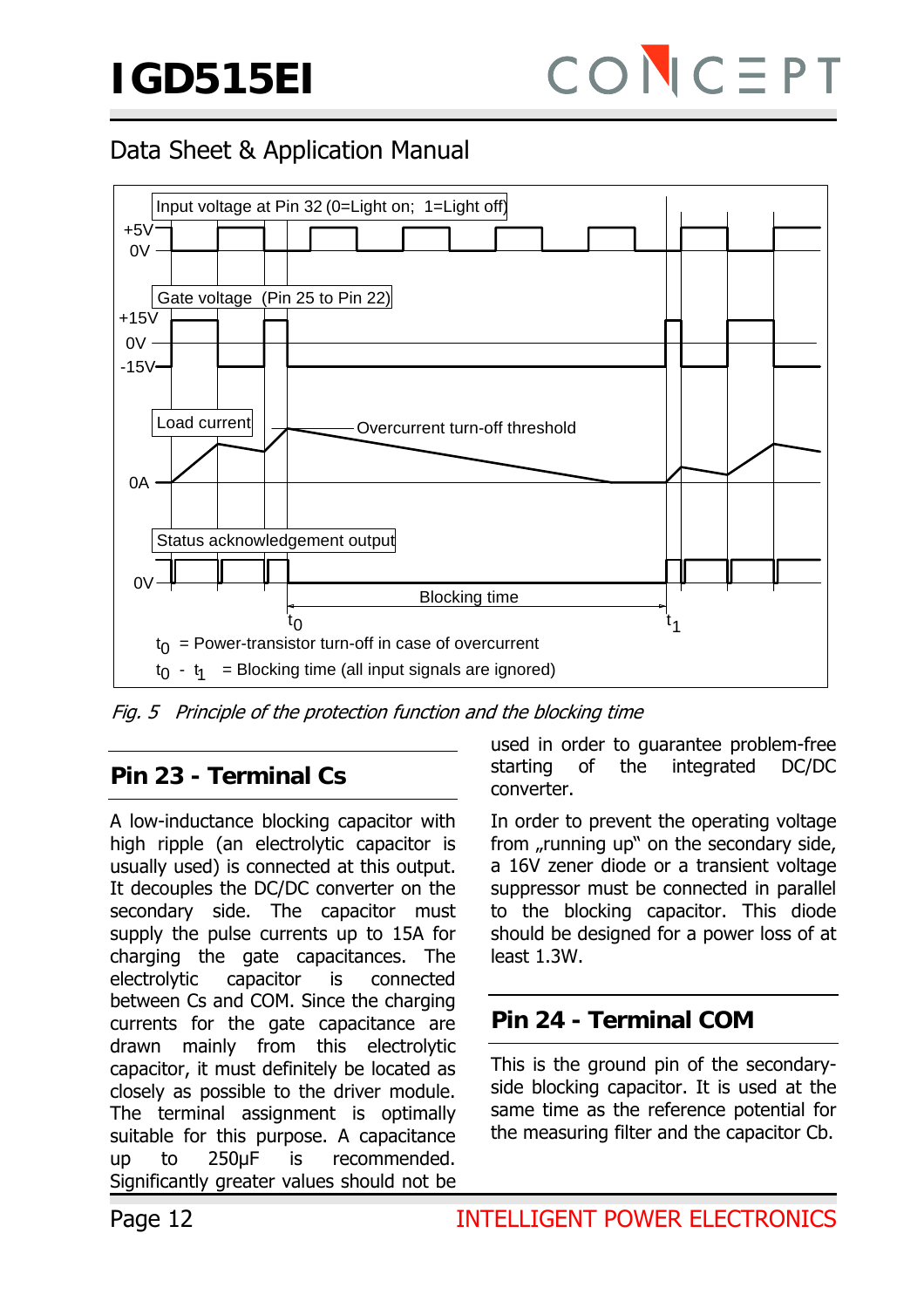Fig. 5 *Principle of the protection function and the blocking time*

## Pin 23 - Terminal Cs

A low-inductance blocking capacitor with high ripple (an electrolytic capacitor is usually used) is connected at this output. It decouples the DC/DC converter on the secondary side. The capacitor must supply the pulse currents up to 15A for charging the gate capacitances. The electrolytic capacitor is connected between Cs and COM. Since the charging currents for the gate capacitance are drawn mainly from this electrolytic capacitor, it must definitely be located as closely as possible to the driver module. The terminal assignment is optimally suitable for this purpose. A capacitance up to 250µF is recommended. Significantly greater values should not be used in order to guarantee problem-free starting of the integrated DC/DC converter.

In order to prevent the operating voltage from „running up" on the secondary side, a 16V zener diode or a transient voltage suppressor must be connected in parallel to the blocking capacitor. This diode should be designed for a power loss of at least 1.3W.

## Pin 24 - Terminal COM

This is the ground pin of the secondary-side blocking capacitor. It is used at the same time as the reference potential for the measuring filter and the capacitor Cb.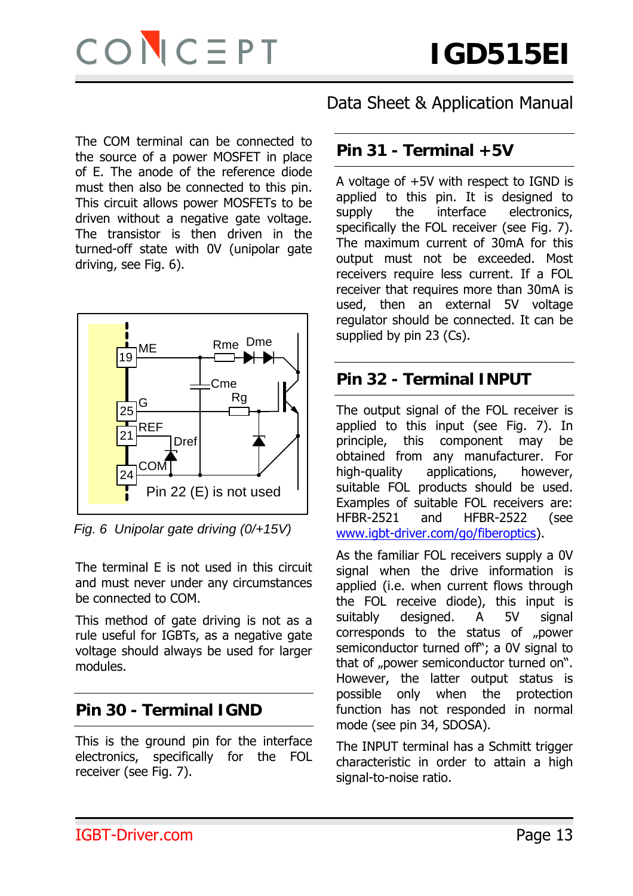The COM terminal can be connected to the source of a power MOSFET in place of E. The anode of the reference diode must then also be connected to this pin. This circuit allows power MOSFETs to be driven without a negative gate voltage. The transistor is then driven in the turned-off state with 0V (unipolar gate driving, see Fig. 6).

*Fig. 6 Unipolar gate driving (0/+15V)*

The terminal E is not used in this circuit and must never under any circumstances be connected to COM.

This method of gate driving is not as a rule useful for IGBTs, as a negative gate voltage should always be used for larger modules.

## Pin 30 - Terminal IGND

This is the ground pin for the interface electronics, specifically for the FOL receiver (see Fig. 7).

## Pin 31 - Terminal +5V

A voltage of +5V with respect to IGND is applied to this pin. It is designed to supply the interface electronics, specifically the FOL receiver (see Fig. 7). The maximum current of 30mA for this output must not be exceeded. Most receivers require less current. If a FOL receiver that requires more than 30mA is used, then an external 5V voltage regulator should be connected. It can be supplied by pin 23 (Cs).

## Pin 32 - Terminal INPUT

The output signal of the FOL receiver is applied to this input (see Fig. 7). In principle, this component may be obtained from any manufacturer. For high-quality applications, however, suitable FOL products should be used. Examples of suitable FOL receivers are: HFBR-2521 and HFBR-2522 (see www.igbt-driver.com/go/fiberoptics).

As the familiar FOL receivers supply a 0V signal when the drive information is applied (i.e. when current flows through the FOL receive diode), this input is suitably designed. A 5V signal corresponds to the status of „power semiconductor turned off"; a 0V signal to that of „power semiconductor turned on". However, the latter output status is possible only when the protection function has not responded in normal mode (see pin 34, SDOSA).

The INPUT terminal has a Schmitt trigger characteristic in order to attain a high signal-to-noise ratio.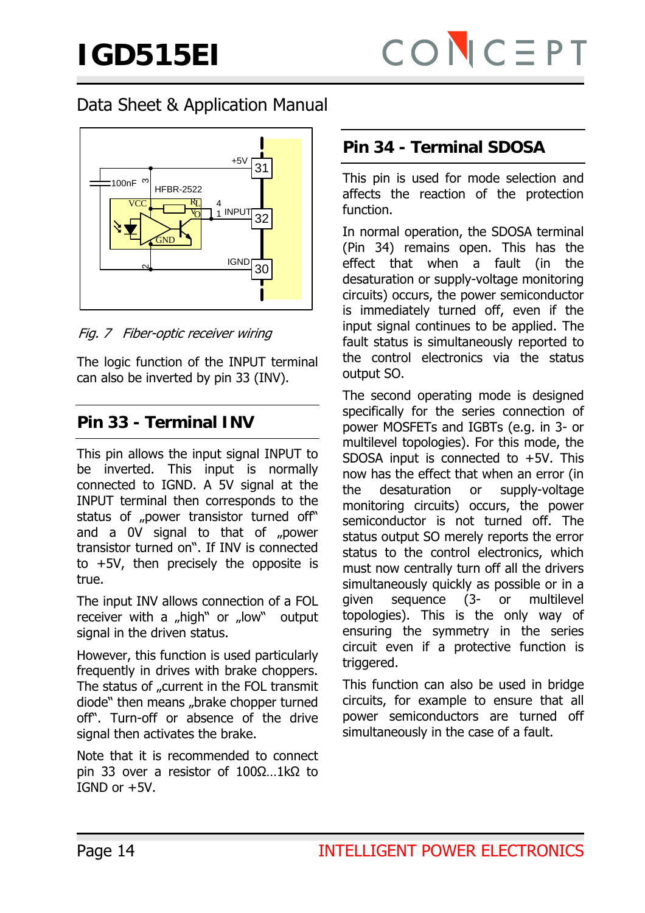Fig. 7 *Fiber-optic receiver wiring*

The logic function of the INPUT terminal can also be inverted by pin 33 (INV).

## Pin 33 - Terminal INV

This pin allows the input signal INPUT to be inverted. This input is normally connected to IGND. A 5V signal at the INPUT terminal then corresponds to the status of „power transistor turned off" and a 0V signal to that of „power transistor turned on". If INV is connected to +5V, then precisely the opposite is true.

The input INV allows connection of a FOL receiver with a „high" or „low" output signal in the driven status.

However, this function is used particularly frequently in drives with brake choppers. The status of „current in the FOL transmit diode" then means „brake chopper turned off". Turn-off or absence of the drive signal then activates the brake.

Note that it is recommended to connect pin 33 over a resistor of 100Ω…1kΩ to IGND or +5V.

## Pin 34 - Terminal SDOSA

This pin is used for mode selection and affects the reaction of the protection function.

In normal operation, the SDOSA terminal (Pin 34) remains open. This has the effect that when a fault (in the desaturation or supply-voltage monitoring circuits) occurs, the power semiconductor is immediately turned off, even if the input signal continues to be applied. The fault status is simultaneously reported to the control electronics via the status output SO.

The second operating mode is designed specifically for the series connection of power MOSFETs and IGBTs (e.g. in 3- or multilevel topologies). For this mode, the SDOSA input is connected to +5V. This now has the effect that when an error (in the desaturation or supply-voltage monitoring circuits) occurs, the power semiconductor is not turned off. The status output SO merely reports the error status to the control electronics, which must now centrally turn off all the drivers simultaneously quickly as possible or in a given sequence (3- or multilevel topologies). This is the only way of ensuring the symmetry in the series circuit even if a protective function is triggered.

This function can also be used in bridge circuits, for example to ensure that all power semiconductors are turned off simultaneously in the case of a fault.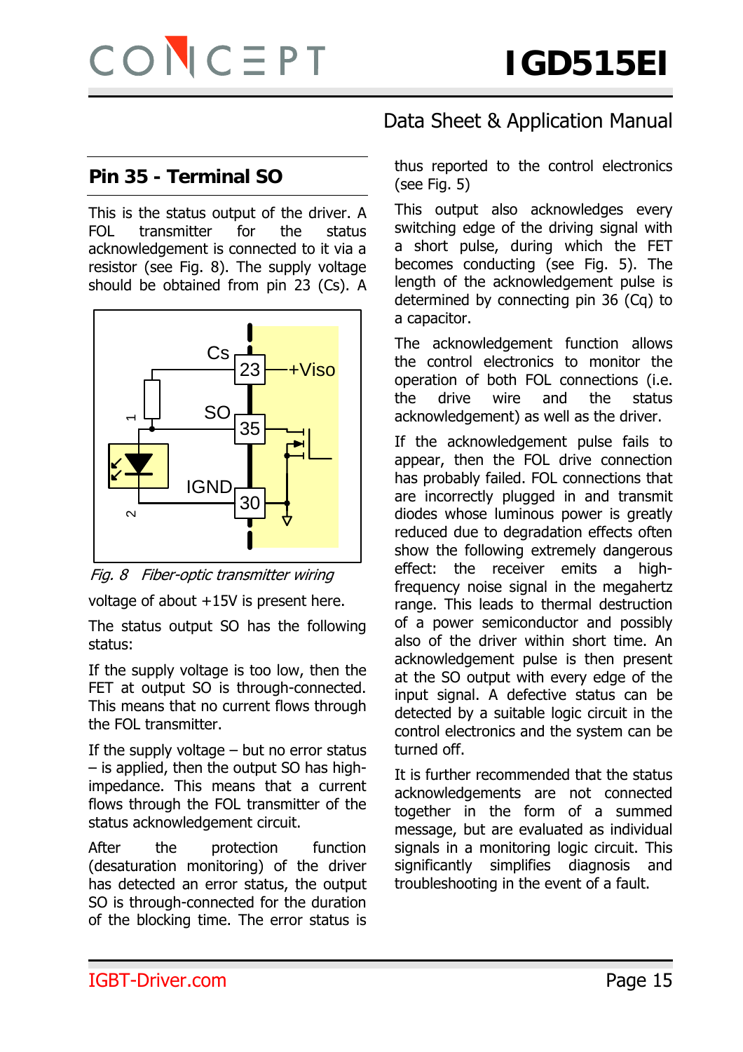## Pin 35 - Terminal SO

This is the status output of the driver. A FOL transmitter for the status acknowledgement is connected to it via a resistor (see Fig. 8). The supply voltage should be obtained from pin 23 (Cs). A voltage of about +15V is present here.

*Fig. 8 Fiber-optic transmitter wiring*

The status output SO has the following status:

If the supply voltage is too low, then the FET at output SO is through-connected. This means that no current flows through the FOL transmitter.

If the supply voltage – but no error status – is applied, then the output SO has high-impedance. This means that a current flows through the FOL transmitter of the status acknowledgement circuit.

After the protection function (desaturation monitoring) of the driver has detected an error status, the output SO is through-connected for the duration of the blocking time. The error status is thus reported to the control electronics (see Fig. 5)

This output also acknowledges every switching edge of the driving signal with a short pulse, during which the FET becomes conducting (see Fig. 5). The length of the acknowledgement pulse is determined by connecting pin 36 (Cq) to a capacitor.

The acknowledgement function allows the control electronics to monitor the operation of both FOL connections (i.e. the drive wire and the status acknowledgement) as well as the driver.

If the acknowledgement pulse fails to appear, then the FOL drive connection has probably failed. FOL connections that are incorrectly plugged in and transmit diodes whose luminous power is greatly reduced due to degradation effects often show the following extremely dangerous effect: the receiver emits a high-frequency noise signal in the megahertz range. This leads to thermal destruction of a power semiconductor and possibly also of the driver within short time. An acknowledgement pulse is then present at the SO output with every edge of the input signal. A defective status can be detected by a suitable logic circuit in the control electronics and the system can be turned off.

It is further recommended that the status acknowledgements are not connected together in the form of a summed message, but are evaluated as individual signals in a monitoring logic circuit. This significantly simplifies diagnosis and troubleshooting in the event of a fault.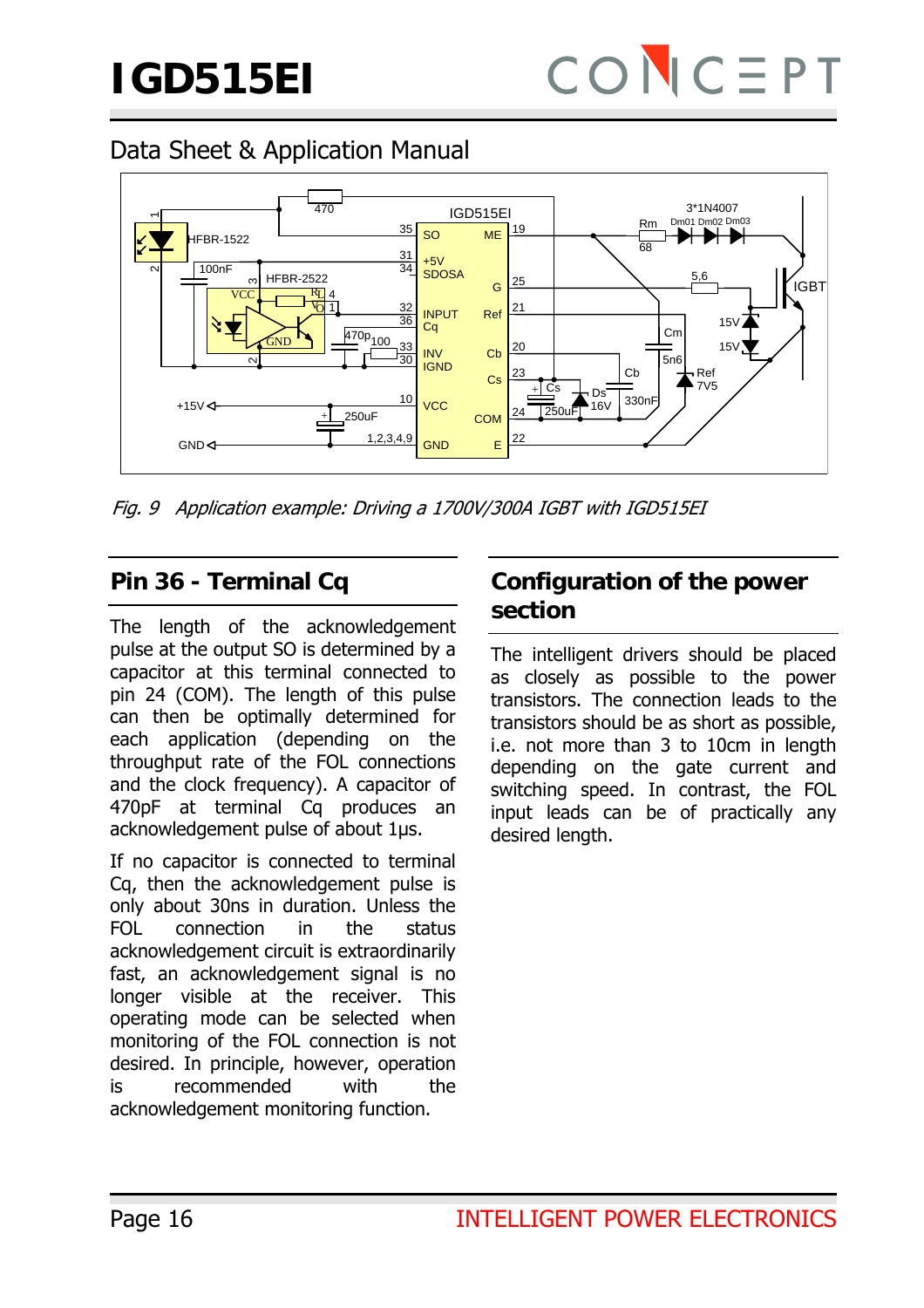*Fig. 9 Application example: Driving a 1700V/300A IGBT with IGD515EI*

## Pin 36 - Terminal Cq

The length of the acknowledgement pulse at the output SO is determined by a capacitor at this terminal connected to pin 24 (COM). The length of this pulse can then be optimally determined for each application (depending on the throughput rate of the FOL connections and the clock frequency). A capacitor of 470pF at terminal Cq produces an acknowledgement pulse of about 1µs.

If no capacitor is connected to terminal Cq, then the acknowledgement pulse is only about 30ns in duration. Unless the FOL connection in the status acknowledgement circuit is extraordinarily fast, an acknowledgement signal is no longer visible at the receiver. This operating mode can be selected when monitoring of the FOL connection is not desired. In principle, however, operation is recommended with the acknowledgement monitoring function.

## Configuration of the power section

The intelligent drivers should be placed as closely as possible to the power transistors. The connection leads to the transistors should be as short as possible, i.e. not more than 3 to 10cm in length depending on the gate current and switching speed. In contrast, the FOL input leads can be of practically any desired length.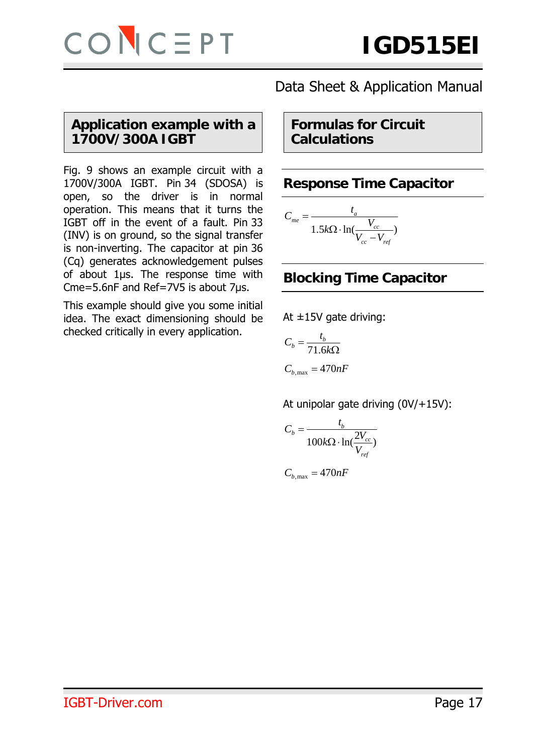## Application example with a 1700V/300A IGBT

Fig. 9 shows an example circuit with a 1700V/300A IGBT. Pin 34 (SDOSA) is open, so the driver is in normal operation. This means that it turns the IGBT off in the event of a fault. Pin 33 (INV) is on ground, so the signal transfer is non-inverting. The capacitor at pin 36 (Cq) generates acknowledgement pulses of about 1µs. The response time with Cme=5.6nF and Ref=7V5 is about 7µs.

This example should give you some initial idea. The exact dimensioning should be checked critically in every application.

## Formulas for Circuit Calculations

### Response Time Capacitor

$$C_{me} = \frac{t_a}{1.5k\Omega \cdot \ln(\frac{V_{cc}}{V_{cc} - V_{ref}})}$$

### Blocking Time Capacitor

At ±15V gate driving:

$$C_b = \frac{t_b}{71.6k\Omega}$$

$$C_{b,\max} = 470nF$$

At unipolar gate driving (0V/+15V):

$$C_b = \frac{t_b}{100k\Omega \cdot \ln(\frac{2V_{cc}}{V_{ref}})}$$

$$C_{b,\max} = 470nF$$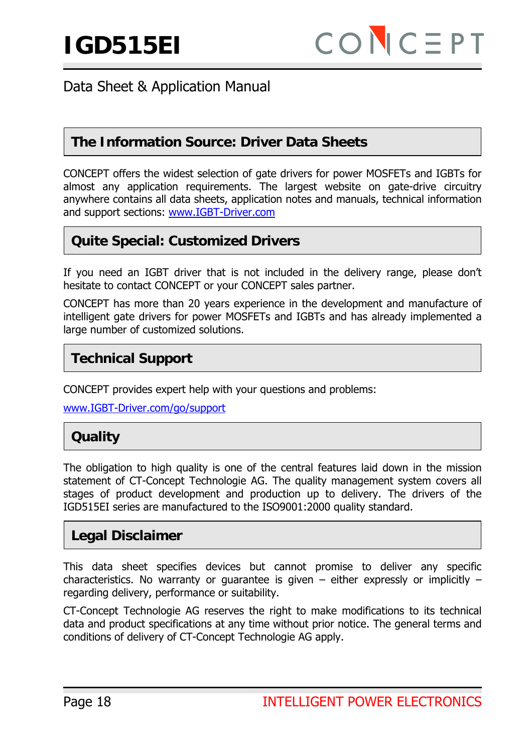## The Information Source: Driver Data Sheets

CONCEPT offers the widest selection of gate drivers for power MOSFETs and IGBTs for almost any application requirements. The largest website on gate-drive circuitry anywhere contains all data sheets, application notes and manuals, technical information and support sections: www.IGBT-Driver.com

## Quite Special: Customized Drivers

If you need an IGBT driver that is not included in the delivery range, please don't hesitate to contact CONCEPT or your CONCEPT sales partner.

CONCEPT has more than 20 years experience in the development and manufacture of intelligent gate drivers for power MOSFETs and IGBTs and has already implemented a large number of customized solutions.

## Technical Support

CONCEPT provides expert help with your questions and problems:

www.IGBT-Driver.com/go/support

## Quality

The obligation to high quality is one of the central features laid down in the mission statement of CT-Concept Technologie AG. The quality management system covers all stages of product development and production up to delivery. The drivers of the IGD515EI series are manufactured to the ISO9001:2000 quality standard.

## Legal Disclaimer

This data sheet specifies devices but cannot promise to deliver any specific characteristics. No warranty or guarantee is given – either expressly or implicitly – regarding delivery, performance or suitability.

CT-Concept Technologie AG reserves the right to make modifications to its technical data and product specifications at any time without prior notice. The general terms and conditions of delivery of CT-Concept Technologie AG apply.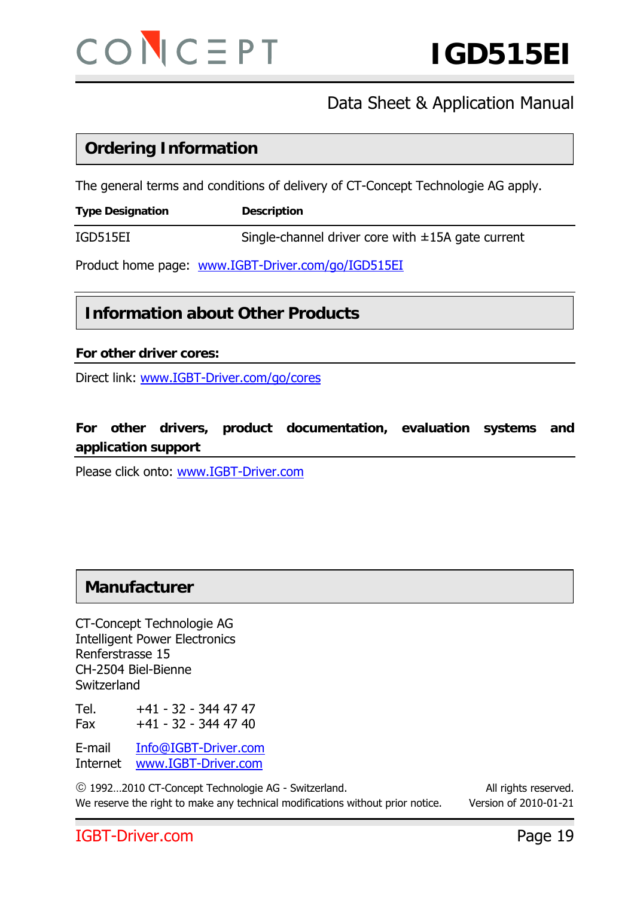## Ordering Information

The general terms and conditions of delivery of CT-Concept Technologie AG apply.

| Type Designation | Description |
|---|---|
| IGD515EI | Single-channel driver core with ±15A gate current |

Product home page: [www.IGBT-Driver.com/go/IGD515EI](http://www.IGBT-Driver.com/go/IGD515EI)

## Information about Other Products

**For other driver cores:**

Direct link: [www.IGBT-Driver.com/go/cores](http://www.IGBT-Driver.com/go/cores)

**For other drivers, product documentation, evaluation systems and application support**

Please click onto: [www.IGBT-Driver.com](http://www.IGBT-Driver.com)

## Manufacturer

CT-Concept Technologie AG
Intelligent Power Electronics
Renferstrasse 15
CH-2504 Biel-Bienne
Switzerland

Tel. +41 - 32 - 344 47 47
Fax +41 - 32 - 344 47 40

E-mail [Info@IGBT-Driver.com](mailto:Info@IGBT-Driver.com)
Internet [www.IGBT-Driver.com](http://www.IGBT-Driver.com)

© 1992…2010 CT-Concept Technologie AG - Switzerland. All rights reserved.
We reserve the right to make any technical modifications without prior notice. Version of 2010-01-21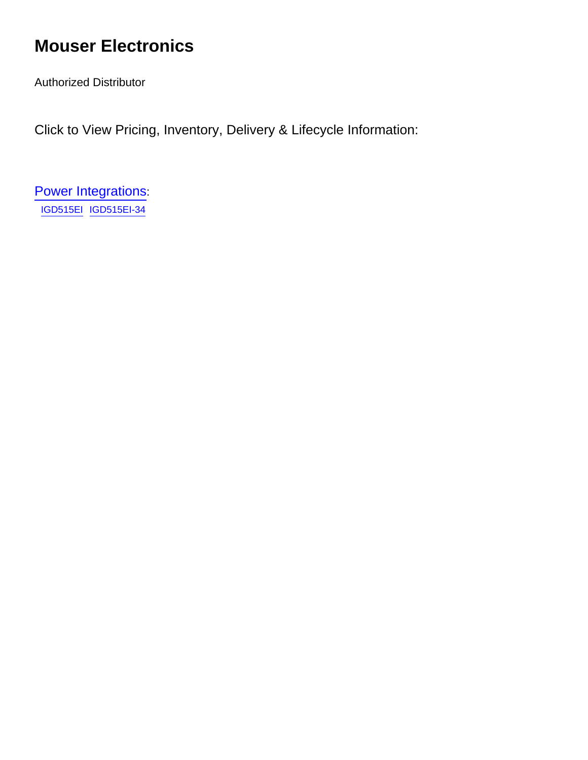# Mouser Electronics

Authorized Distributor

Click to View Pricing, Inventory, Delivery & Lifecycle Information:

Power Integrations:

IGD515EI IGD515EI-34